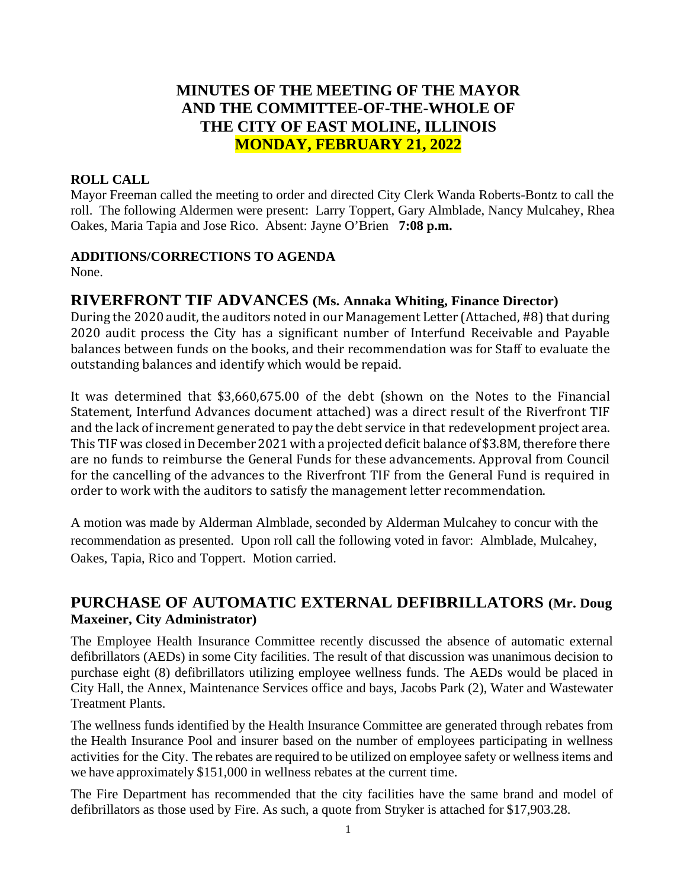# MINUTES OF THE MEETING OF THE MAYOR AND THE COMMITTEE-OF-THE-WHOLE OF THE CITY OF EAST MOLINE, ILLINOIS MONDAY, FEBRUARY 21, 2022

**ROLL CALL**

Mayor Freeman called the meeting to order and directed City Clerk Wanda Roberts-Bontz to call the roll. The following Aldermen were present: Larry Toppert, Gary Almblade, Nancy Mulcahey, Rhea Oakes, Maria Tapia and Jose Rico. Absent: Jayne O'Brien **7:08 p.m.**

**ADDITIONS/CORRECTIONS TO AGENDA**

None.

## RIVERFRONT TIF ADVANCES (Ms. Annaka Whiting, Finance Director)

During the 2020 audit, the auditors noted in our Management Letter (Attached, #8) that during 2020 audit process the City has a significant number of Interfund Receivable and Payable balances between funds on the books, and their recommendation was for Staff to evaluate the outstanding balances and identify which would be repaid.

It was determined that $3,660,675.00 of the debt (shown on the Notes to the Financial Statement, Interfund Advances document attached) was a direct result of the Riverfront TIF and the lack of increment generated to pay the debt service in that redevelopment project area. This TIF was closed in December 2021 with a projected deficit balance of $3.8M, therefore there are no funds to reimburse the General Funds for these advancements. Approval from Council for the cancelling of the advances to the Riverfront TIF from the General Fund is required in order to work with the auditors to satisfy the management letter recommendation.

A motion was made by Alderman Almblade, seconded by Alderman Mulcahey to concur with the recommendation as presented. Upon roll call the following voted in favor: Almblade, Mulcahey, Oakes, Tapia, Rico and Toppert. Motion carried.

## PURCHASE OF AUTOMATIC EXTERNAL DEFIBRILLATORS (Mr. Doug Maxeiner, City Administrator)

The Employee Health Insurance Committee recently discussed the absence of automatic external defibrillators (AEDs) in some City facilities. The result of that discussion was unanimous decision to purchase eight (8) defibrillators utilizing employee wellness funds. The AEDs would be placed in City Hall, the Annex, Maintenance Services office and bays, Jacobs Park (2), Water and Wastewater Treatment Plants.

The wellness funds identified by the Health Insurance Committee are generated through rebates from the Health Insurance Pool and insurer based on the number of employees participating in wellness activities for the City. The rebates are required to be utilized on employee safety or wellness items and we have approximately $151,000 in wellness rebates at the current time.

The Fire Department has recommended that the city facilities have the same brand and model of defibrillators as those used by Fire. As such, a quote from Stryker is attached for $17,903.28.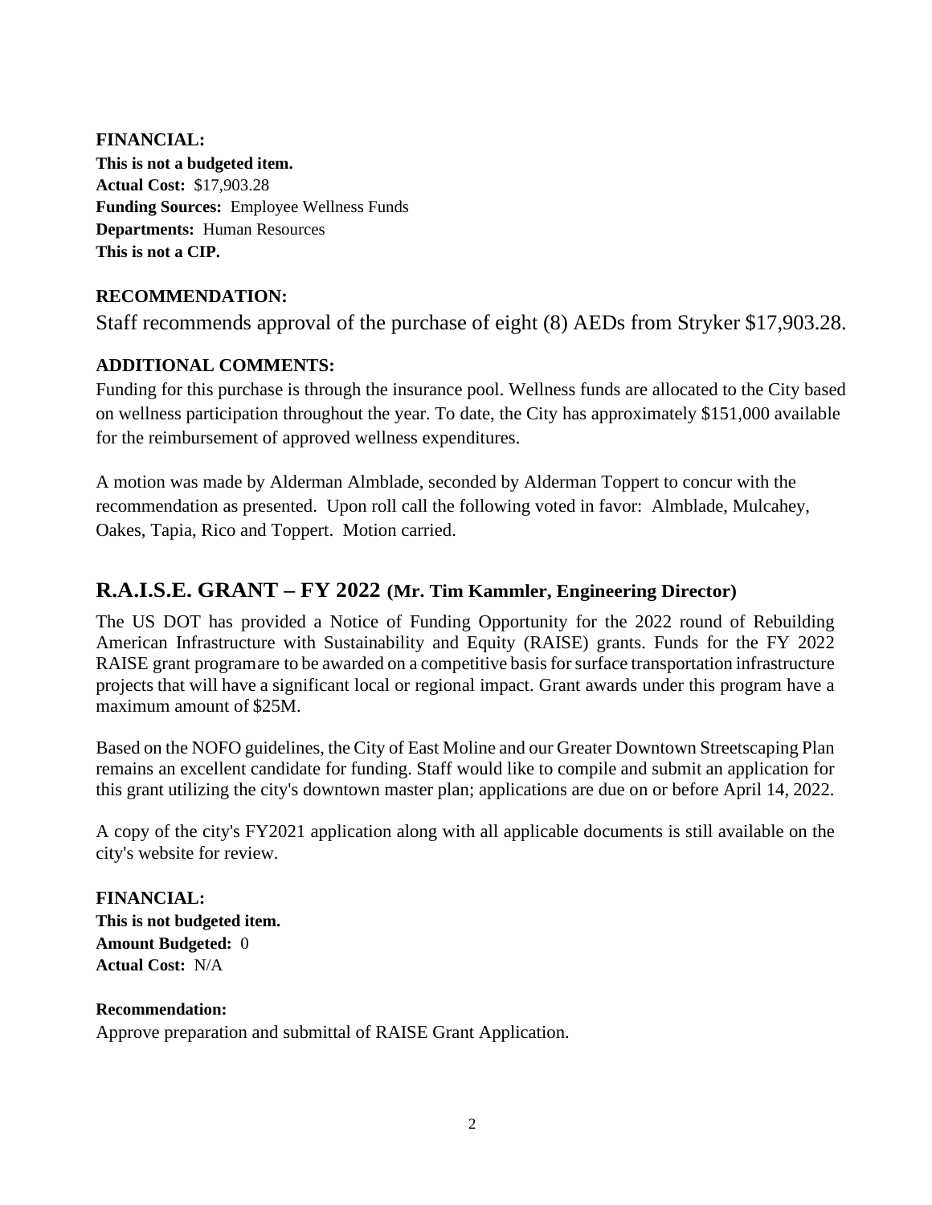**FINANCIAL:**
**This is not a budgeted item.**
**Actual Cost:** $17,903.28
**Funding Sources:** Employee Wellness Funds
**Departments:** Human Resources
**This is not a CIP.**

**RECOMMENDATION:**

Staff recommends approval of the purchase of eight (8) AEDs from Stryker $17,903.28.

**ADDITIONAL COMMENTS:**

Funding for this purchase is through the insurance pool. Wellness funds are allocated to the City based on wellness participation throughout the year. To date, the City has approximately $151,000 available for the reimbursement of approved wellness expenditures.

A motion was made by Alderman Almblade, seconded by Alderman Toppert to concur with the recommendation as presented. Upon roll call the following voted in favor: Almblade, Mulcahey, Oakes, Tapia, Rico and Toppert. Motion carried.

## R.A.I.S.E. GRANT – FY 2022 (Mr. Tim Kammler, Engineering Director)

The US DOT has provided a Notice of Funding Opportunity for the 2022 round of Rebuilding American Infrastructure with Sustainability and Equity (RAISE) grants. Funds for the FY 2022 RAISE grant programare to be awarded on a competitive basis for surface transportation infrastructure projects that will have a significant local or regional impact. Grant awards under this program have a maximum amount of $25M.

Based on the NOFO guidelines, the City of East Moline and our Greater Downtown Streetscaping Plan remains an excellent candidate for funding. Staff would like to compile and submit an application for this grant utilizing the city's downtown master plan; applications are due on or before April 14, 2022.

A copy of the city's FY2021 application along with all applicable documents is still available on the city's website for review.

**FINANCIAL:**
**This is not budgeted item.**
**Amount Budgeted:** 0
**Actual Cost:** N/A

**Recommendation:**
Approve preparation and submittal of RAISE Grant Application.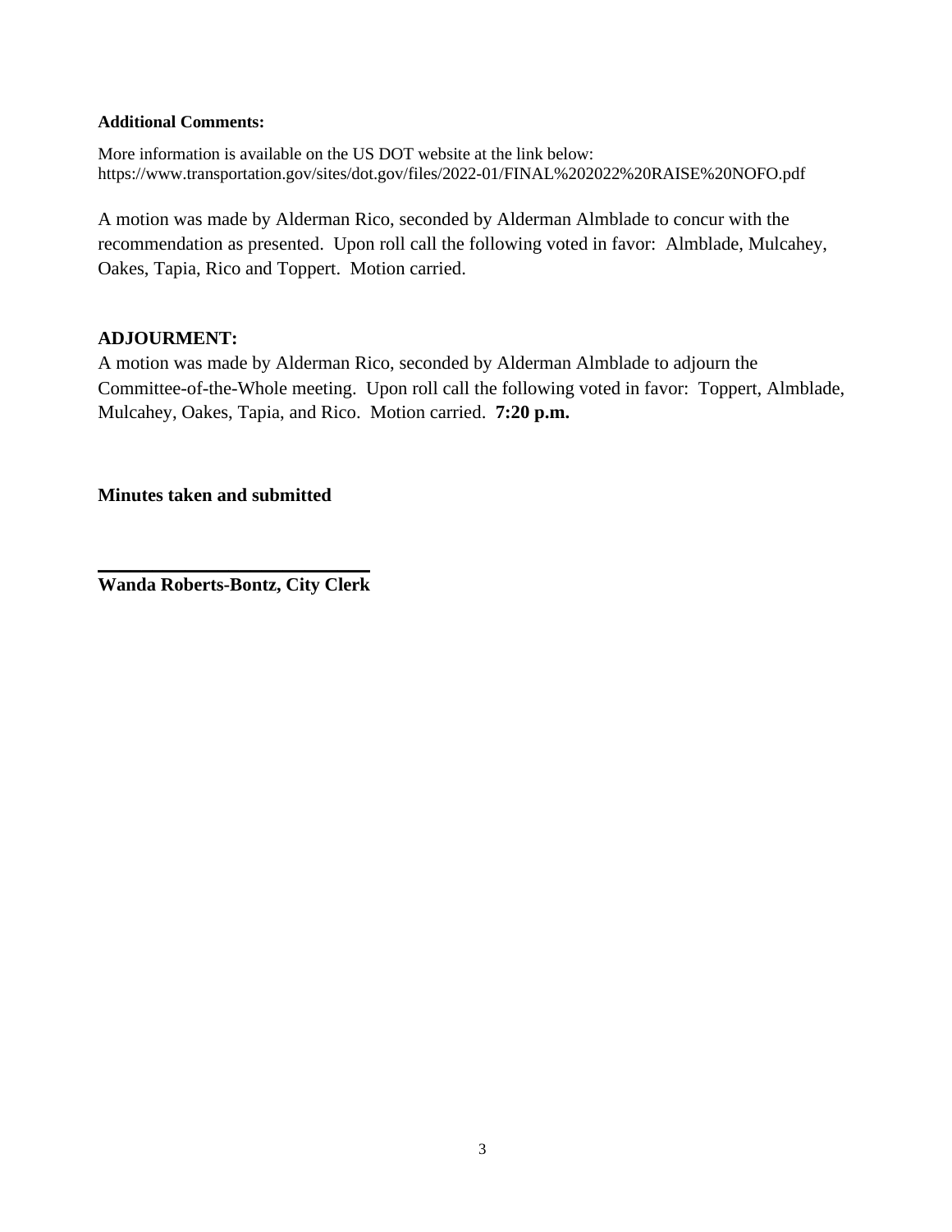**Additional Comments:**

More information is available on the US DOT website at the link below:
https://www.transportation.gov/sites/dot.gov/files/2022-01/FINAL%202022%20RAISE%20NOFO.pdf

A motion was made by Alderman Rico, seconded by Alderman Almblade to concur with the recommendation as presented. Upon roll call the following voted in favor: Almblade, Mulcahey, Oakes, Tapia, Rico and Toppert. Motion carried.

**ADJOURMENT:**

A motion was made by Alderman Rico, seconded by Alderman Almblade to adjourn the Committee-of-the-Whole meeting. Upon roll call the following voted in favor: Toppert, Almblade, Mulcahey, Oakes, Tapia, and Rico. Motion carried. **7:20 p.m.**

**Minutes taken and submitted**

**Wanda Roberts-Bontz, City Clerk**